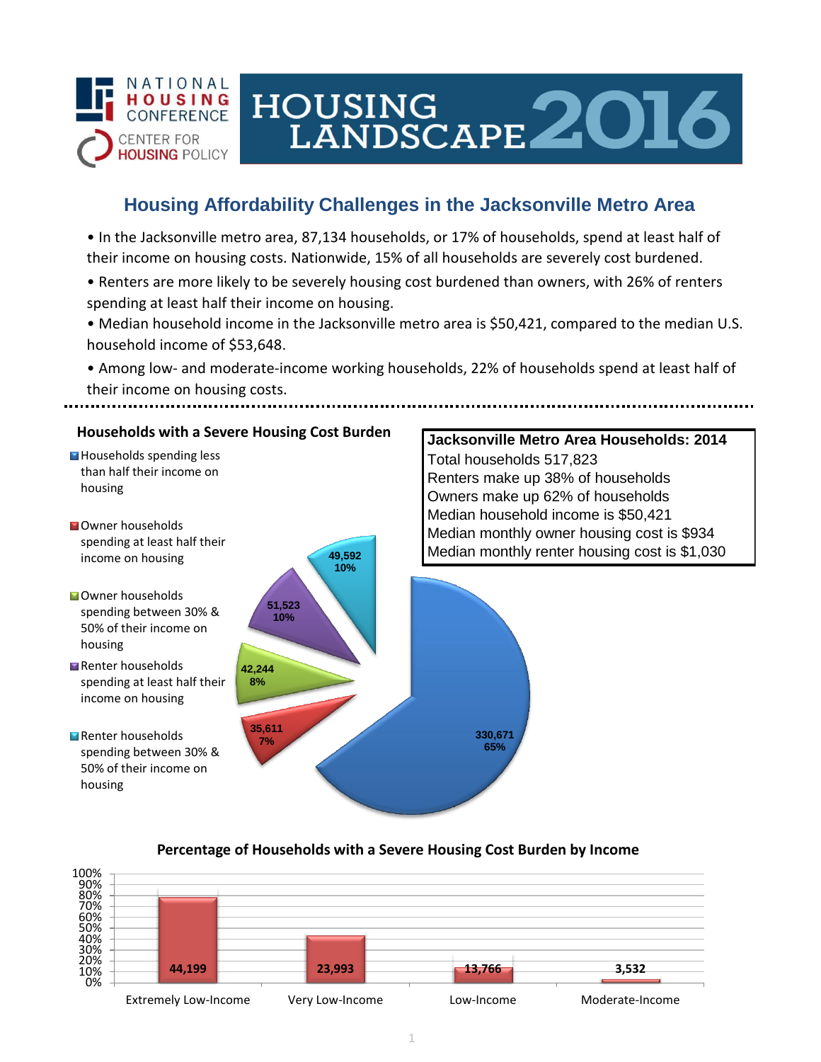NATIONAL HOUSING CONFERENCE

CENTER FOR HOUSING POLICY

# HOUSING LANDSCAPE 2016

## Housing Affordability Challenges in the Jacksonville Metro Area

- In the Jacksonville metro area, 87,134 households, or 17% of households, spend at least half of their income on housing costs. Nationwide, 15% of all households are severely cost burdened.
- Renters are more likely to be severely housing cost burdened than owners, with 26% of renters spending at least half their income on housing.
- Median household income in the Jacksonville metro area is $50,421, compared to the median U.S. household income of $53,648.
- Among low- and moderate-income working households, 22% of households spend at least half of their income on housing costs.

### Households with a Severe Housing Cost Burden

| Category | Households | Percent |
| --- | --- | --- |
| Households spending less than half their income on housing | 330,671 | 65% |
| Owner households spending at least half their income on housing | 35,611 | 7% |
| Owner households spending between 30% & 50% of their income on housing | 42,244 | 8% |
| Renter households spending at least half their income on housing | 51,523 | 10% |
| Renter households spending between 30% & 50% of their income on housing | 49,592 | 10% |

### Jacksonville Metro Area Households: 2014

Total households 517,823
Renters make up 38% of households
Owners make up 62% of households
Median household income is $50,421
Median monthly owner housing cost is $934
Median monthly renter housing cost is $1,030

### Percentage of Households with a Severe Housing Cost Burden by Income

| Income Level | Households |
| --- | --- |
| Extremely Low-Income | 44,199 |
| Very Low-Income | 23,993 |
| Low-Income | 13,766 |
| Moderate-Income | 3,532 |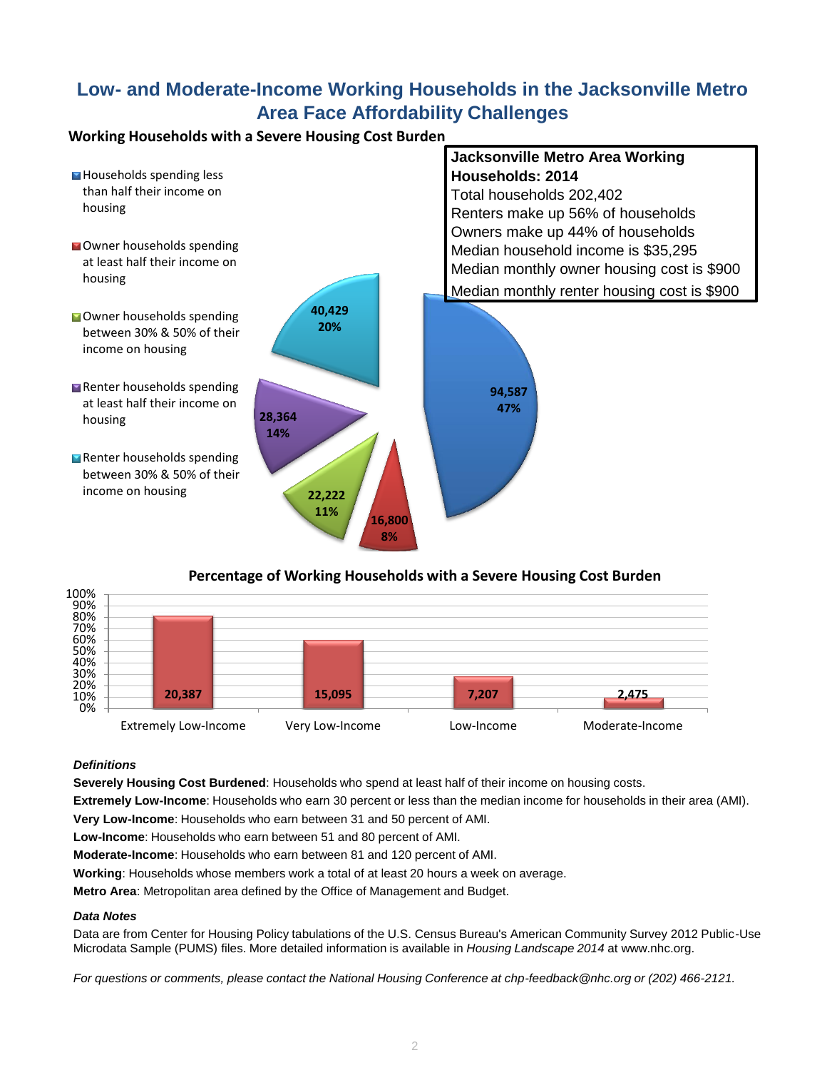# Low- and Moderate-Income Working Households in the Jacksonville Metro Area Face Affordability Challenges

## Working Households with a Severe Housing Cost Burden

**Jacksonville Metro Area Working Households: 2014**
Total households 202,402
Renters make up 56% of households
Owners make up 44% of households
Median household income is $35,295
Median monthly owner housing cost is $900
Median monthly renter housing cost is $900

Households spending less than half their income on housing
Owner households spending at least half their income on housing
Owner households spending between 30% & 50% of their income on housing
Renter households spending at least half their income on housing
Renter households spending between 30% & 50% of their income on housing

94,587
47%

16,800
8%

22,222
11%

28,364
14%

40,429
20%

## Percentage of Working Households with a Severe Housing Cost Burden

100%
90%
80%
70%
60%
50%
40%
30%
20%
10%
0%

Extremely Low-Income: 20,387
Very Low-Income: 15,095
Low-Income: 7,207
Moderate-Income: 2,475

### *Definitions*

**Severely Housing Cost Burdened**: Households who spend at least half of their income on housing costs.

**Extremely Low-Income**: Households who earn 30 percent or less than the median income for households in their area (AMI).

**Very Low-Income**: Households who earn between 31 and 50 percent of AMI.

**Low-Income**: Households who earn between 51 and 80 percent of AMI.

**Moderate-Income**: Households who earn between 81 and 120 percent of AMI.

**Working**: Households whose members work a total of at least 20 hours a week on average.

**Metro Area**: Metropolitan area defined by the Office of Management and Budget.

### *Data Notes*

Data are from Center for Housing Policy tabulations of the U.S. Census Bureau's American Community Survey 2012 Public-Use Microdata Sample (PUMS) files. More detailed information is available in *Housing Landscape 2014* at www.nhc.org.

*For questions or comments, please contact the National Housing Conference at chp-feedback@nhc.org or (202) 466-2121.*